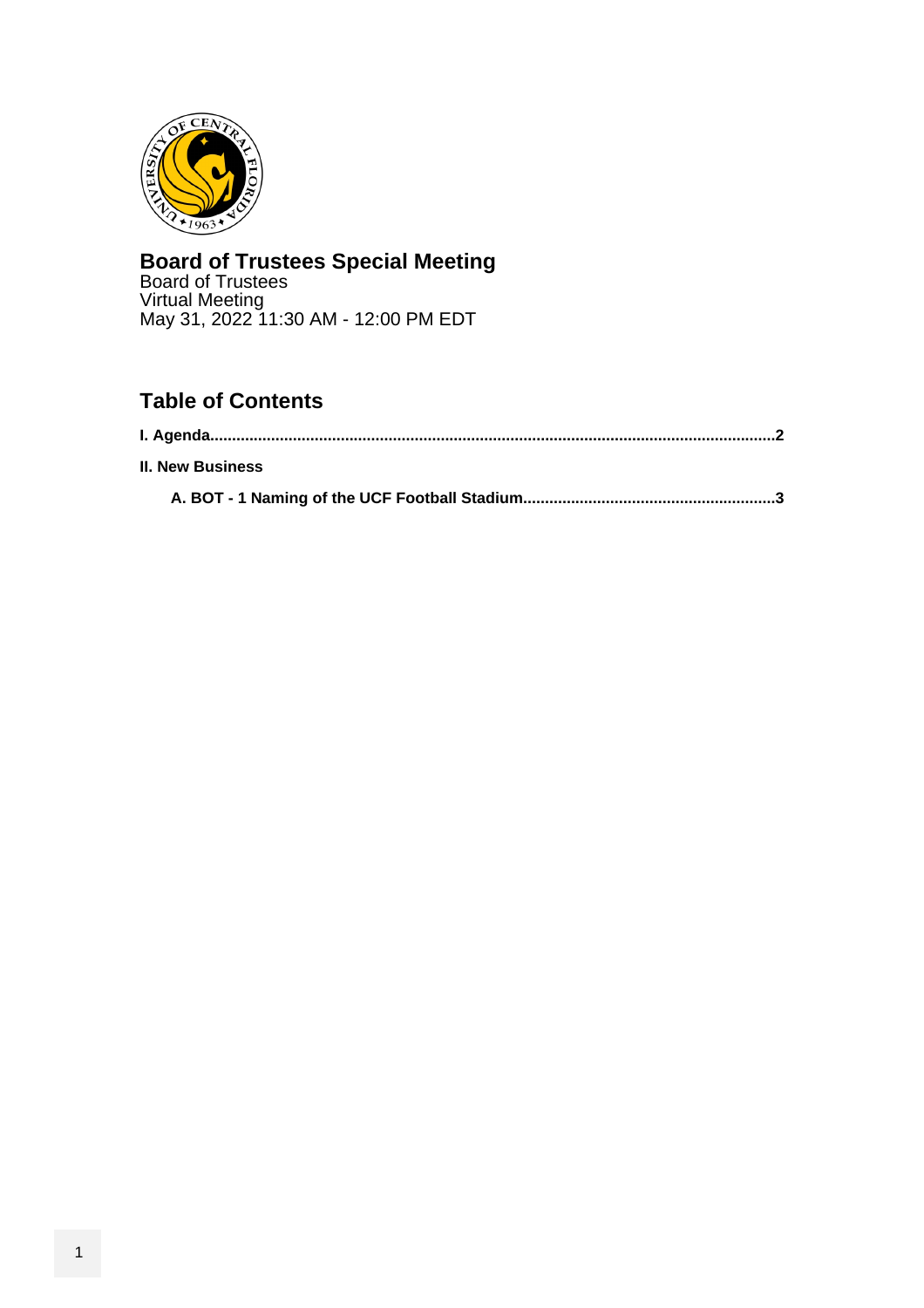# Board of Trustees Special Meeting

Board of Trustees
Virtual Meeting
May 31, 2022 11:30 AM - 12:00 PM EDT

## Table of Contents

**I. Agenda**.......................................................................................................................................**2**

**II. New Business**

**A. BOT - 1 Naming of the UCF Football Stadium**...........................................................**3**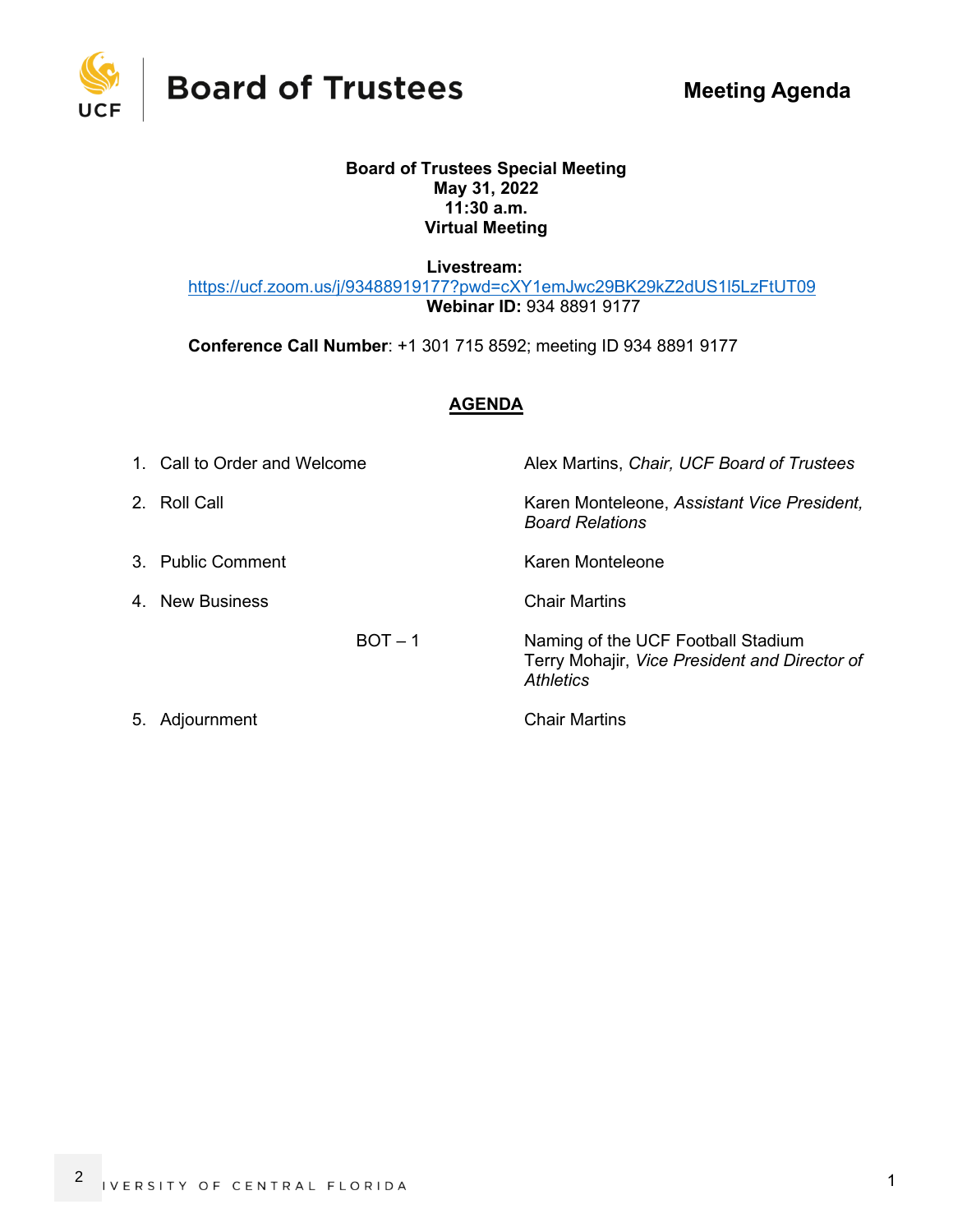# Board of Trustees

**Meeting Agenda**

**Board of Trustees Special Meeting**
**May 31, 2022**
**11:30 a.m.**
**Virtual Meeting**

**Livestream:**
https://ucf.zoom.us/j/93488919177?pwd=cXY1emJwc29BK29kZ2dUS1l5LzFtUT09
**Webinar ID:** 934 8891 9177

**Conference Call Number**: +1 301 715 8592; meeting ID 934 8891 9177

## AGENDA

1. Call to Order and Welcome — Alex Martins, *Chair, UCF Board of Trustees*

2. Roll Call — Karen Monteleone, *Assistant Vice President, Board Relations*

3. Public Comment — Karen Monteleone

4. New Business — Chair Martins

   BOT – 1 — Naming of the UCF Football Stadium
   Terry Mohajir, *Vice President and Director of Athletics*

5. Adjournment — Chair Martins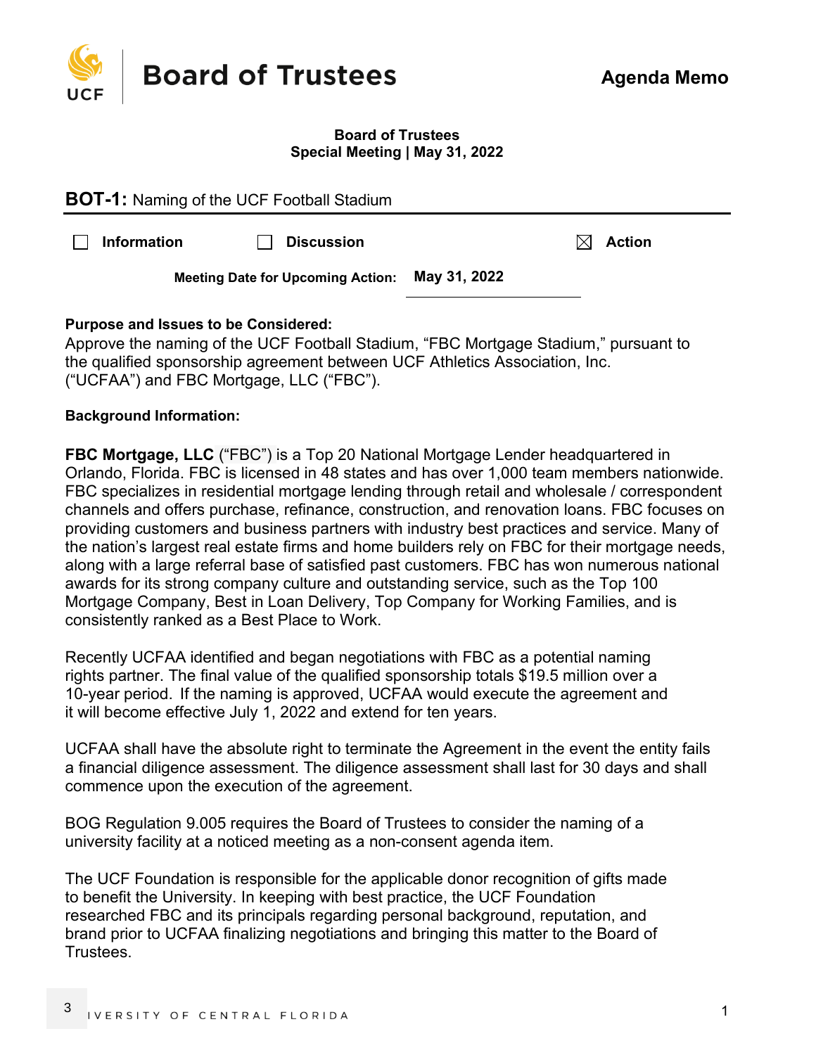# Board of Trustees

**Agenda Memo**

**Board of Trustees**
**Special Meeting | May 31, 2022**

## BOT-1: Naming of the UCF Football Stadium

☐ **Information** ☐ **Discussion** ☒ **Action**

**Meeting Date for Upcoming Action:** **May 31, 2022**

**Purpose and Issues to be Considered:**
Approve the naming of the UCF Football Stadium, "FBC Mortgage Stadium," pursuant to the qualified sponsorship agreement between UCF Athletics Association, Inc. ("UCFAA") and FBC Mortgage, LLC ("FBC").

**Background Information:**

**FBC Mortgage, LLC** ("FBC") is a Top 20 National Mortgage Lender headquartered in Orlando, Florida. FBC is licensed in 48 states and has over 1,000 team members nationwide. FBC specializes in residential mortgage lending through retail and wholesale / correspondent channels and offers purchase, refinance, construction, and renovation loans. FBC focuses on providing customers and business partners with industry best practices and service. Many of the nation's largest real estate firms and home builders rely on FBC for their mortgage needs, along with a large referral base of satisfied past customers. FBC has won numerous national awards for its strong company culture and outstanding service, such as the Top 100 Mortgage Company, Best in Loan Delivery, Top Company for Working Families, and is consistently ranked as a Best Place to Work.

Recently UCFAA identified and began negotiations with FBC as a potential naming rights partner. The final value of the qualified sponsorship totals $19.5 million over a 10-year period. If the naming is approved, UCFAA would execute the agreement and it will become effective July 1, 2022 and extend for ten years.

UCFAA shall have the absolute right to terminate the Agreement in the event the entity fails a financial diligence assessment. The diligence assessment shall last for 30 days and shall commence upon the execution of the agreement.

BOG Regulation 9.005 requires the Board of Trustees to consider the naming of a university facility at a noticed meeting as a non-consent agenda item.

The UCF Foundation is responsible for the applicable donor recognition of gifts made to benefit the University. In keeping with best practice, the UCF Foundation researched FBC and its principals regarding personal background, reputation, and brand prior to UCFAA finalizing negotiations and bringing this matter to the Board of Trustees.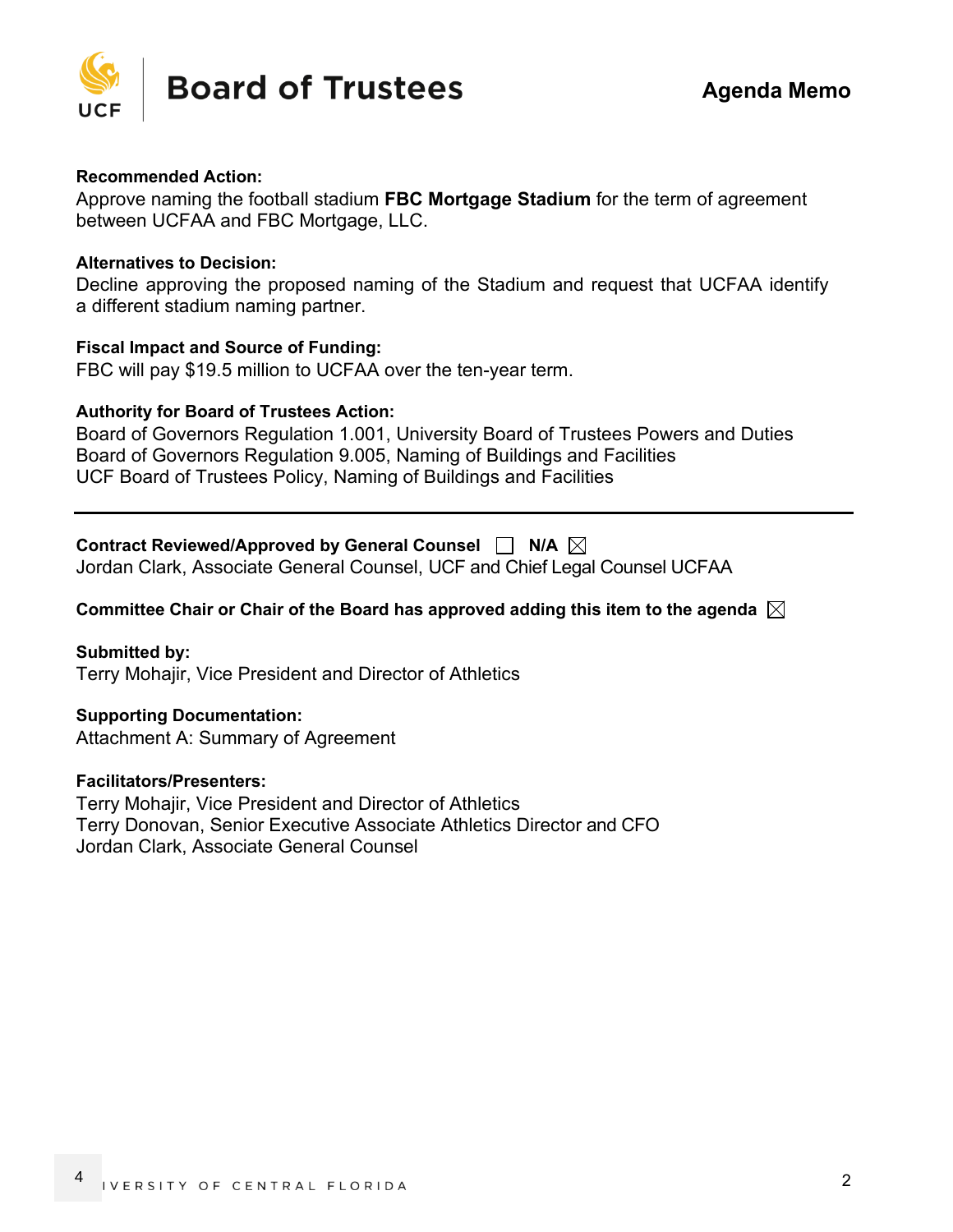**Recommended Action:**
Approve naming the football stadium **FBC Mortgage Stadium** for the term of agreement between UCFAA and FBC Mortgage, LLC.

**Alternatives to Decision:**
Decline approving the proposed naming of the Stadium and request that UCFAA identify a different stadium naming partner.

**Fiscal Impact and Source of Funding:**
FBC will pay $19.5 million to UCFAA over the ten-year term.

**Authority for Board of Trustees Action:**
Board of Governors Regulation 1.001, University Board of Trustees Powers and Duties
Board of Governors Regulation 9.005, Naming of Buildings and Facilities
UCF Board of Trustees Policy, Naming of Buildings and Facilities

---

**Contract Reviewed/Approved by General Counsel** ☐ **N/A** ☒
Jordan Clark, Associate General Counsel, UCF and Chief Legal Counsel UCFAA

**Committee Chair or Chair of the Board has approved adding this item to the agenda** ☒

**Submitted by:**
Terry Mohajir, Vice President and Director of Athletics

**Supporting Documentation:**
Attachment A: Summary of Agreement

**Facilitators/Presenters:**
Terry Mohajir, Vice President and Director of Athletics
Terry Donovan, Senior Executive Associate Athletics Director and CFO
Jordan Clark, Associate General Counsel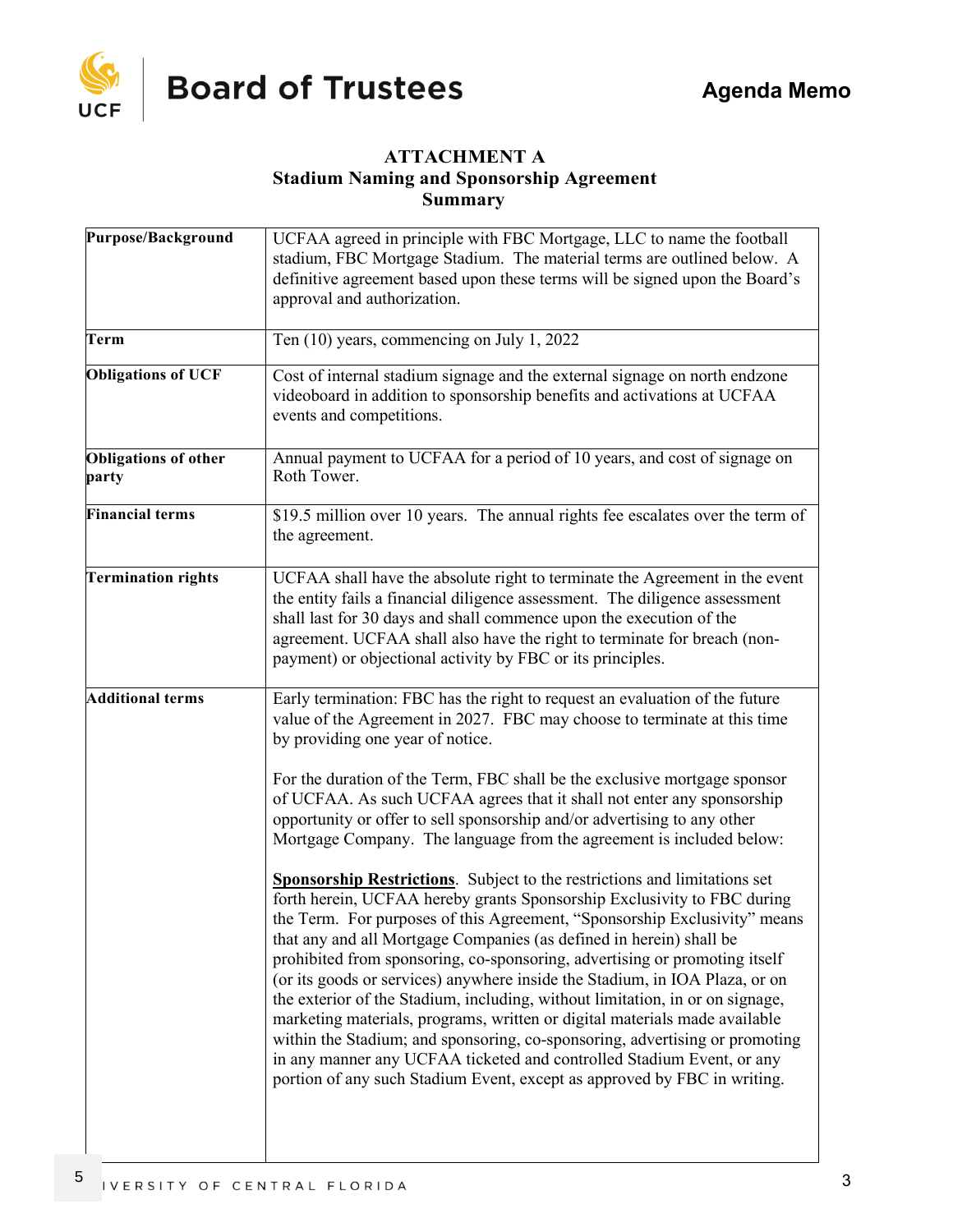# ATTACHMENT A
## Stadium Naming and Sponsorship Agreement
## Summary

| | |
|---|---|
| **Purpose/Background** | UCFAA agreed in principle with FBC Mortgage, LLC to name the football stadium, FBC Mortgage Stadium. The material terms are outlined below. A definitive agreement based upon these terms will be signed upon the Board's approval and authorization. |
| **Term** | Ten (10) years, commencing on July 1, 2022 |
| **Obligations of UCF** | Cost of internal stadium signage and the external signage on north endzone videoboard in addition to sponsorship benefits and activations at UCFAA events and competitions. |
| **Obligations of other party** | Annual payment to UCFAA for a period of 10 years, and cost of signage on Roth Tower. |
| **Financial terms** | $19.5 million over 10 years. The annual rights fee escalates over the term of the agreement. |
| **Termination rights** | UCFAA shall have the absolute right to terminate the Agreement in the event the entity fails a financial diligence assessment. The diligence assessment shall last for 30 days and shall commence upon the execution of the agreement. UCFAA shall also have the right to terminate for breach (non-payment) or objectional activity by FBC or its principles. |
| **Additional terms** | Early termination: FBC has the right to request an evaluation of the future value of the Agreement in 2027. FBC may choose to terminate at this time by providing one year of notice.<br><br>For the duration of the Term, FBC shall be the exclusive mortgage sponsor of UCFAA. As such UCFAA agrees that it shall not enter any sponsorship opportunity or offer to sell sponsorship and/or advertising to any other Mortgage Company. The language from the agreement is included below:<br><br>**<u>Sponsorship Restrictions</u>**. Subject to the restrictions and limitations set forth herein, UCFAA hereby grants Sponsorship Exclusivity to FBC during the Term. For purposes of this Agreement, "Sponsorship Exclusivity" means that any and all Mortgage Companies (as defined in herein) shall be prohibited from sponsoring, co-sponsoring, advertising or promoting itself (or its goods or services) anywhere inside the Stadium, in IOA Plaza, or on the exterior of the Stadium, including, without limitation, in or on signage, marketing materials, programs, written or digital materials made available within the Stadium; and sponsoring, co-sponsoring, advertising or promoting in any manner any UCFAA ticketed and controlled Stadium Event, or any portion of any such Stadium Event, except as approved by FBC in writing. |